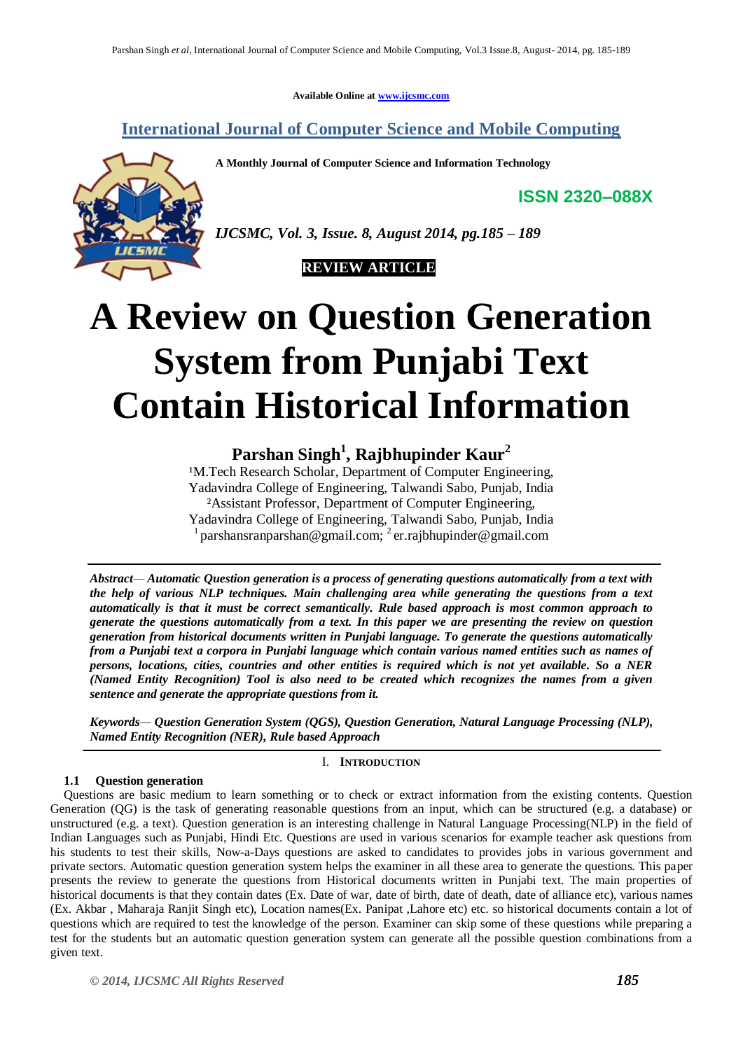Available Online at www.ijcsmc.com

## International Journal of Computer Science and Mobile Computing

A Monthly Journal of Computer Science and Information Technology

**ISSN 2320–088X**

*IJCSMC, Vol. 3, Issue. 8, August 2014, pg.185 – 189*

**REVIEW ARTICLE**

# A Review on Question Generation System from Punjabi Text Contain Historical Information

**Parshan Singh[1], Rajbhupinder Kaur[2]**

[1]M.Tech Research Scholar, Department of Computer Engineering,
Yadavindra College of Engineering, Talwandi Sabo, Punjab, India
[2]Assistant Professor, Department of Computer Engineering,
Yadavindra College of Engineering, Talwandi Sabo, Punjab, India
[1] parshansranparshan@gmail.com; [2] er.rajbhupinder@gmail.com

***Abstract***— ***Automatic Question generation is a process of generating questions automatically from a text with the help of various NLP techniques. Main challenging area while generating the questions from a text automatically is that it must be correct semantically. Rule based approach is most common approach to generate the questions automatically from a text. In this paper we are presenting the review on question generation from historical documents written in Punjabi language. To generate the questions automatically from a Punjabi text a corpora in Punjabi language which contain various named entities such as names of persons, locations, cities, countries and other entities is required which is not yet available. So a NER (Named Entity Recognition) Tool is also need to be created which recognizes the names from a given sentence and generate the appropriate questions from it.***

***Keywords***— ***Question Generation System (QGS), Question Generation, Natural Language Processing (NLP), Named Entity Recognition (NER), Rule based Approach***

## I. Introduction

### 1.1 Question generation

Questions are basic medium to learn something or to check or extract information from the existing contents. Question Generation (QG) is the task of generating reasonable questions from an input, which can be structured (e.g. a database) or unstructured (e.g. a text). Question generation is an interesting challenge in Natural Language Processing(NLP) in the field of Indian Languages such as Punjabi, Hindi Etc. Questions are used in various scenarios for example teacher ask questions from his students to test their skills, Now-a-Days questions are asked to candidates to provides jobs in various government and private sectors. Automatic question generation system helps the examiner in all these area to generate the questions. This paper presents the review to generate the questions from Historical documents written in Punjabi text. The main properties of historical documents is that they contain dates (Ex. Date of war, date of birth, date of death, date of alliance etc), various names (Ex. Akbar , Maharaja Ranjit Singh etc), Location names(Ex. Panipat ,Lahore etc) etc. so historical documents contain a lot of questions which are required to test the knowledge of the person. Examiner can skip some of these questions while preparing a test for the students but an automatic question generation system can generate all the possible question combinations from a given text.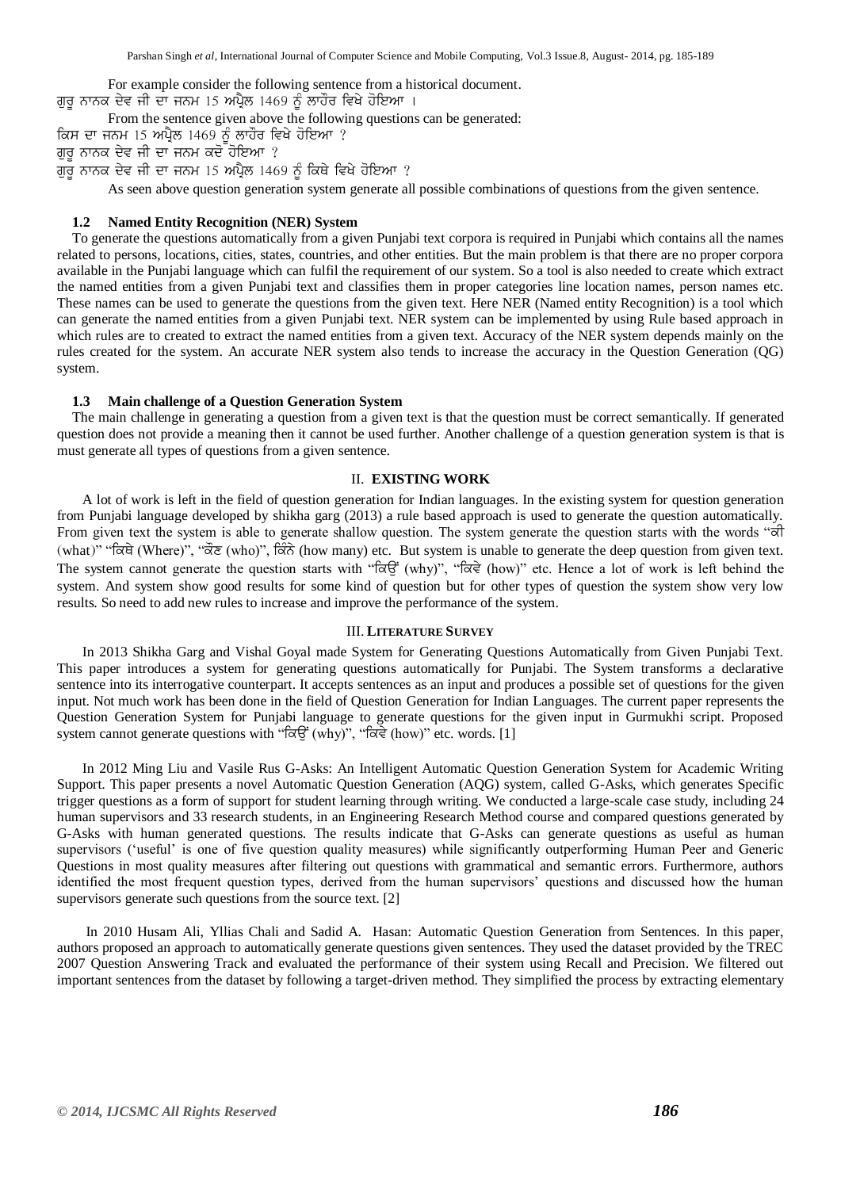For example consider the following sentence from a historical document.

ਗੁਰੂ ਨਾਨਕ ਦੇਵ ਜੀ ਦਾ ਜਨਮ 15 ਅਪ੍ਰੈਲ 1469 ਨੂੰ ਲਾਹੌਰ ਵਿਖੇ ਹੋਇਆ ।

From the sentence given above the following questions can be generated:

ਕਿਸ ਦਾ ਜਨਮ 15 ਅਪ੍ਰੈਲ 1469 ਨੂੰ ਲਾਹੌਰ ਵਿਖੇ ਹੋਇਆ ?

ਗੁਰੂ ਨਾਨਕ ਦੇਵ ਜੀ ਦਾ ਜਨਮ ਕਦੋਂ ਹੋਇਆ ?

ਗੁਰੂ ਨਾਨਕ ਦੇਵ ਜੀ ਦਾ ਜਨਮ 15 ਅਪ੍ਰੈਲ 1469 ਨੂੰ ਕਿਥੇ ਵਿਖੇ ਹੋਇਆ ?

As seen above question generation system generate all possible combinations of questions from the given sentence.

### 1.2 Named Entity Recognition (NER) System

To generate the questions automatically from a given Punjabi text corpora is required in Punjabi which contains all the names related to persons, locations, cities, states, countries, and other entities. But the main problem is that there are no proper corpora available in the Punjabi language which can fulfil the requirement of our system. So a tool is also needed to create which extract the named entities from a given Punjabi text and classifies them in proper categories line location names, person names etc. These names can be used to generate the questions from the given text. Here NER (Named entity Recognition) is a tool which can generate the named entities from a given Punjabi text. NER system can be implemented by using Rule based approach in which rules are to created to extract the named entities from a given text. Accuracy of the NER system depends mainly on the rules created for the system. An accurate NER system also tends to increase the accuracy in the Question Generation (QG) system.

### 1.3 Main challenge of a Question Generation System

The main challenge in generating a question from a given text is that the question must be correct semantically. If generated question does not provide a meaning then it cannot be used further. Another challenge of a question generation system is that is must generate all types of questions from a given sentence.

## II. EXISTING WORK

A lot of work is left in the field of question generation for Indian languages. In the existing system for question generation from Punjabi language developed by shikha garg (2013) a rule based approach is used to generate the question automatically. From given text the system is able to generate shallow question. The system generate the question starts with the words "ਕੀ (what)" "ਕਿਥੇ (Where)", "ਕੌਣ (who)", ਕਿੰਨੇ (how many) etc. But system is unable to generate the deep question from given text. The system cannot generate the question starts with "ਕਿਉਂ (why)", "ਕਿਵੇ (how)" etc. Hence a lot of work is left behind the system. And system show good results for some kind of question but for other types of question the system show very low results. So need to add new rules to increase and improve the performance of the system.

## III. LITERATURE SURVEY

In 2013 Shikha Garg and Vishal Goyal made System for Generating Questions Automatically from Given Punjabi Text. This paper introduces a system for generating questions automatically for Punjabi. The System transforms a declarative sentence into its interrogative counterpart. It accepts sentences as an input and produces a possible set of questions for the given input. Not much work has been done in the field of Question Generation for Indian Languages. The current paper represents the Question Generation System for Punjabi language to generate questions for the given input in Gurmukhi script. Proposed system cannot generate questions with "ਕਿਉਂ (why)", "ਕਿਵੇ (how)" etc. words. [1]

In 2012 Ming Liu and Vasile Rus G-Asks: An Intelligent Automatic Question Generation System for Academic Writing Support. This paper presents a novel Automatic Question Generation (AQG) system, called G-Asks, which generates Specific trigger questions as a form of support for student learning through writing. We conducted a large-scale case study, including 24 human supervisors and 33 research students, in an Engineering Research Method course and compared questions generated by G-Asks with human generated questions. The results indicate that G-Asks can generate questions as useful as human supervisors ('useful' is one of five question quality measures) while significantly outperforming Human Peer and Generic Questions in most quality measures after filtering out questions with grammatical and semantic errors. Furthermore, authors identified the most frequent question types, derived from the human supervisors' questions and discussed how the human supervisors generate such questions from the source text. [2]

In 2010 Husam Ali, Yllias Chali and Sadid A. Hasan: Automatic Question Generation from Sentences. In this paper, authors proposed an approach to automatically generate questions given sentences. They used the dataset provided by the TREC 2007 Question Answering Track and evaluated the performance of their system using Recall and Precision. We filtered out important sentences from the dataset by following a target-driven method. They simplified the process by extracting elementary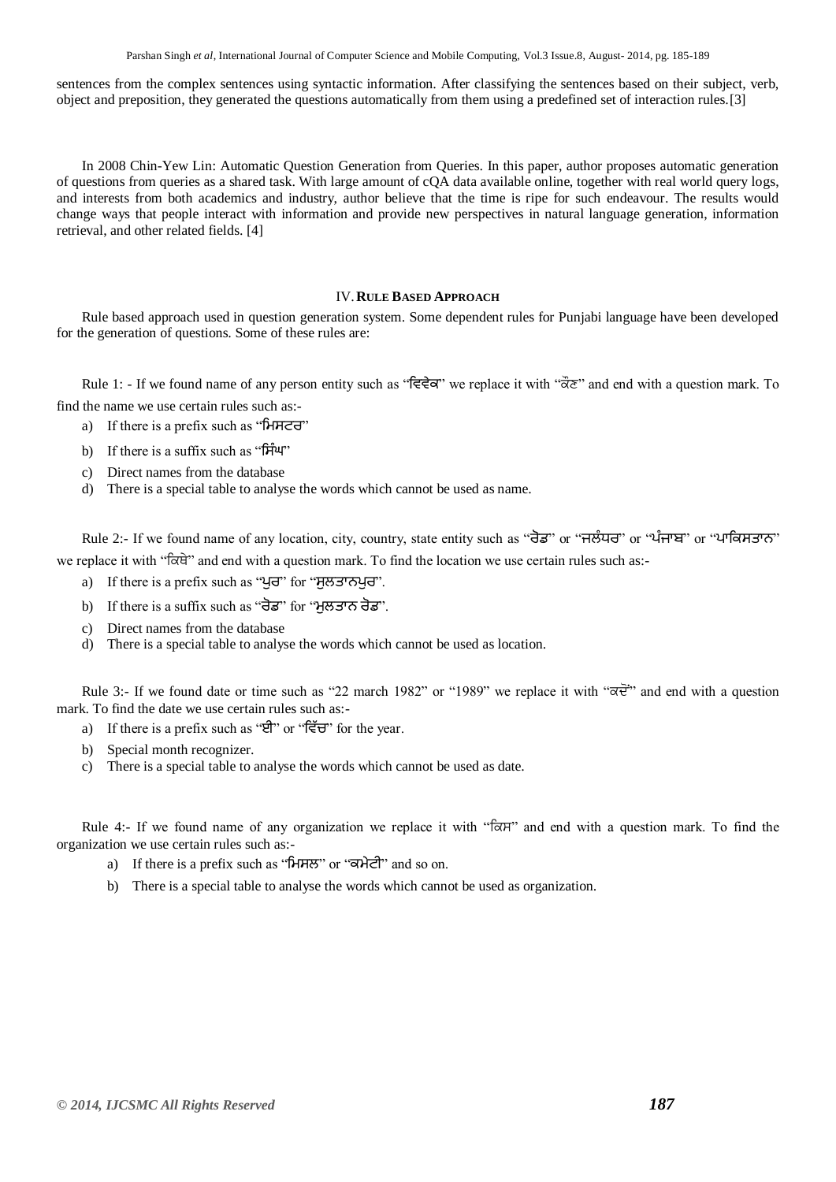sentences from the complex sentences using syntactic information. After classifying the sentences based on their subject, verb, object and preposition, they generated the questions automatically from them using a predefined set of interaction rules.[3]

In 2008 Chin-Yew Lin: Automatic Question Generation from Queries. In this paper, author proposes automatic generation of questions from queries as a shared task. With large amount of cQA data available online, together with real world query logs, and interests from both academics and industry, author believe that the time is ripe for such endeavour. The results would change ways that people interact with information and provide new perspectives in natural language generation, information retrieval, and other related fields. [4]

## IV. RULE BASED APPROACH

Rule based approach used in question generation system. Some dependent rules for Punjabi language have been developed for the generation of questions. Some of these rules are:

Rule 1: - If we found name of any person entity such as "ਵਿਵੇਕ" we replace it with "ਕੌਣ" and end with a question mark. To find the name we use certain rules such as:-

a) If there is a prefix such as "ਮਿਸਟਰ"
b) If there is a suffix such as "ਸਿੰਘ"
c) Direct names from the database
d) There is a special table to analyse the words which cannot be used as name.

Rule 2:- If we found name of any location, city, country, state entity such as "ਰੋਡ" or "ਜਲੰਧਰ" or "ਪੰਜਾਬ" or "ਪਾਕਿਸਤਾਨ" we replace it with "ਕਿਥੇ" and end with a question mark. To find the location we use certain rules such as:-

a) If there is a prefix such as "ਪੁਰ" for "ਸੁਲਤਾਨਪੁਰ".
b) If there is a suffix such as "ਰੋਡ" for "ਮੁਲਤਾਨ ਰੋਡ".
c) Direct names from the database
d) There is a special table to analyse the words which cannot be used as location.

Rule 3:- If we found date or time such as "22 march 1982" or "1989" we replace it with "ਕਦੋਂ" and end with a question mark. To find the date we use certain rules such as:-

a) If there is a prefix such as "ਈ" or "ਵਿੱਚ" for the year.
b) Special month recognizer.
c) There is a special table to analyse the words which cannot be used as date.

Rule 4:- If we found name of any organization we replace it with "ਕਿਸ" and end with a question mark. To find the organization we use certain rules such as:-

a) If there is a prefix such as "ਮਿਸਲ" or "ਕਮੇਟੀ" and so on.
b) There is a special table to analyse the words which cannot be used as organization.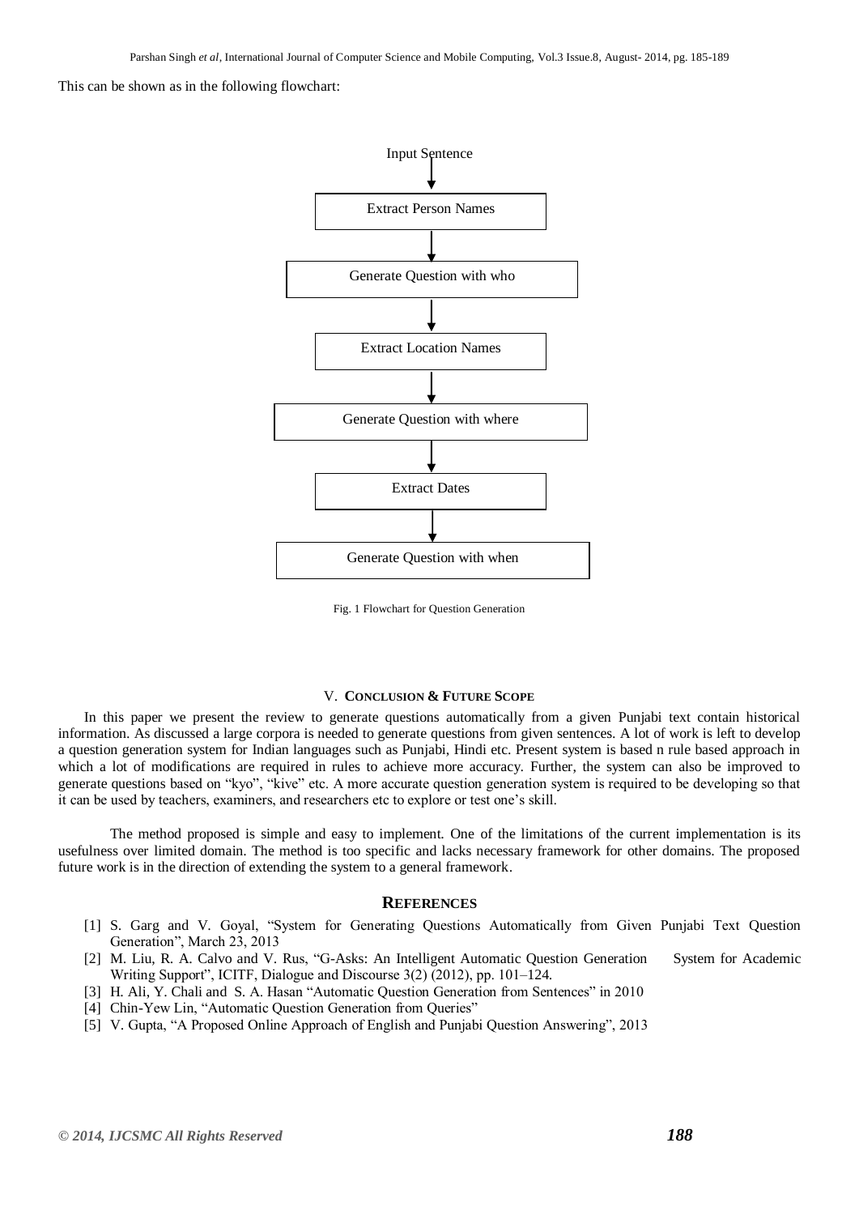This can be shown as in the following flowchart:

Input Sentence → Extract Person Names → Generate Question with who → Extract Location Names → Generate Question with where → Extract Dates → Generate Question with when

Fig. 1 Flowchart for Question Generation

## V. CONCLUSION & FUTURE SCOPE

In this paper we present the review to generate questions automatically from a given Punjabi text contain historical information. As discussed a large corpora is needed to generate questions from given sentences. A lot of work is left to develop a question generation system for Indian languages such as Punjabi, Hindi etc. Present system is based n rule based approach in which a lot of modifications are required in rules to achieve more accuracy. Further, the system can also be improved to generate questions based on "kyo", "kive" etc. A more accurate question generation system is required to be developing so that it can be used by teachers, examiners, and researchers etc to explore or test one's skill.

The method proposed is simple and easy to implement. One of the limitations of the current implementation is its usefulness over limited domain. The method is too specific and lacks necessary framework for other domains. The proposed future work is in the direction of extending the system to a general framework.

## REFERENCES

[1] S. Garg and V. Goyal, "System for Generating Questions Automatically from Given Punjabi Text Question Generation", March 23, 2013

[2] M. Liu, R. A. Calvo and V. Rus, "G-Asks: An Intelligent Automatic Question Generation System for Academic Writing Support", ICITF, Dialogue and Discourse 3(2) (2012), pp. 101–124.

[3] H. Ali, Y. Chali and S. A. Hasan "Automatic Question Generation from Sentences" in 2010

[4] Chin-Yew Lin, "Automatic Question Generation from Queries"

[5] V. Gupta, "A Proposed Online Approach of English and Punjabi Question Answering", 2013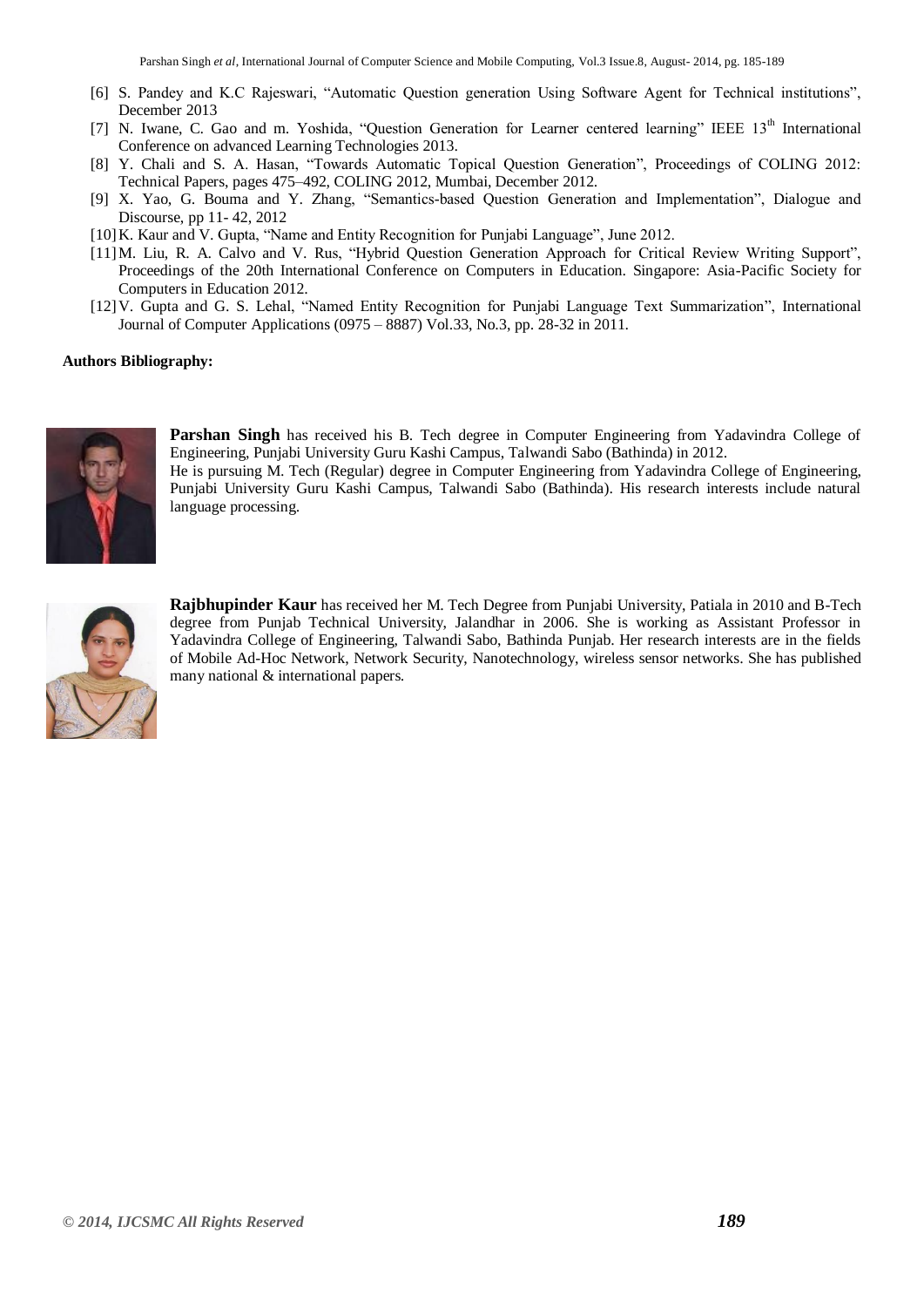[6] S. Pandey and K.C Rajeswari, "Automatic Question generation Using Software Agent for Technical institutions", December 2013

[7] N. Iwane, C. Gao and m. Yoshida, "Question Generation for Learner centered learning" IEEE 13th International Conference on advanced Learning Technologies 2013.

[8] Y. Chali and S. A. Hasan, "Towards Automatic Topical Question Generation", Proceedings of COLING 2012: Technical Papers, pages 475–492, COLING 2012, Mumbai, December 2012.

[9] X. Yao, G. Bouma and Y. Zhang, "Semantics-based Question Generation and Implementation", Dialogue and Discourse, pp 11- 42, 2012

[10] K. Kaur and V. Gupta, "Name and Entity Recognition for Punjabi Language", June 2012.

[11] M. Liu, R. A. Calvo and V. Rus, "Hybrid Question Generation Approach for Critical Review Writing Support", Proceedings of the 20th International Conference on Computers in Education. Singapore: Asia-Pacific Society for Computers in Education 2012.

[12] V. Gupta and G. S. Lehal, "Named Entity Recognition for Punjabi Language Text Summarization", International Journal of Computer Applications (0975 – 8887) Vol.33, No.3, pp. 28-32 in 2011.

**Authors Bibliography:**

**Parshan Singh** has received his B. Tech degree in Computer Engineering from Yadavindra College of Engineering, Punjabi University Guru Kashi Campus, Talwandi Sabo (Bathinda) in 2012.
He is pursuing M. Tech (Regular) degree in Computer Engineering from Yadavindra College of Engineering, Punjabi University Guru Kashi Campus, Talwandi Sabo (Bathinda). His research interests include natural language processing.

**Rajbhupinder Kaur** has received her M. Tech Degree from Punjabi University, Patiala in 2010 and B-Tech degree from Punjab Technical University, Jalandhar in 2006. She is working as Assistant Professor in Yadavindra College of Engineering, Talwandi Sabo, Bathinda Punjab. Her research interests are in the fields of Mobile Ad-Hoc Network, Network Security, Nanotechnology, wireless sensor networks. She has published many national & international papers.